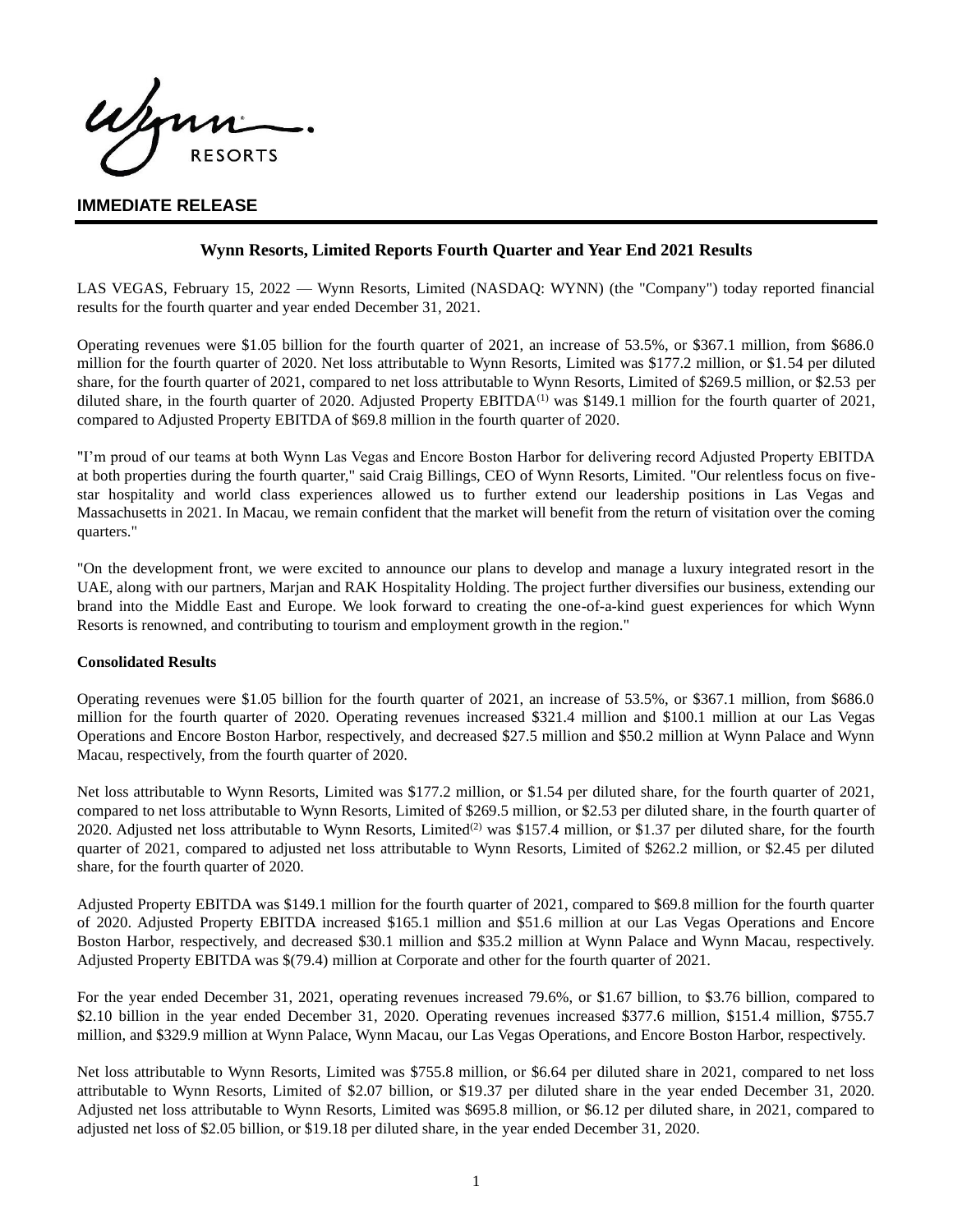Wynn RESORTS

**IMMEDIATE RELEASE**

## Wynn Resorts, Limited Reports Fourth Quarter and Year End 2021 Results

LAS VEGAS, February 15, 2022 — Wynn Resorts, Limited (NASDAQ: WYNN) (the "Company") today reported financial results for the fourth quarter and year ended December 31, 2021.

Operating revenues were $1.05 billion for the fourth quarter of 2021, an increase of 53.5%, or $367.1 million, from $686.0 million for the fourth quarter of 2020. Net loss attributable to Wynn Resorts, Limited was $177.2 million, or $1.54 per diluted share, for the fourth quarter of 2021, compared to net loss attributable to Wynn Resorts, Limited of $269.5 million, or $2.53 per diluted share, in the fourth quarter of 2020. Adjusted Property EBITDA(1) was $149.1 million for the fourth quarter of 2021, compared to Adjusted Property EBITDA of $69.8 million in the fourth quarter of 2020.

"I'm proud of our teams at both Wynn Las Vegas and Encore Boston Harbor for delivering record Adjusted Property EBITDA at both properties during the fourth quarter," said Craig Billings, CEO of Wynn Resorts, Limited. "Our relentless focus on five-star hospitality and world class experiences allowed us to further extend our leadership positions in Las Vegas and Massachusetts in 2021. In Macau, we remain confident that the market will benefit from the return of visitation over the coming quarters."

"On the development front, we were excited to announce our plans to develop and manage a luxury integrated resort in the UAE, along with our partners, Marjan and RAK Hospitality Holding. The project further diversifies our business, extending our brand into the Middle East and Europe. We look forward to creating the one-of-a-kind guest experiences for which Wynn Resorts is renowned, and contributing to tourism and employment growth in the region."

**Consolidated Results**

Operating revenues were $1.05 billion for the fourth quarter of 2021, an increase of 53.5%, or $367.1 million, from $686.0 million for the fourth quarter of 2020. Operating revenues increased $321.4 million and $100.1 million at our Las Vegas Operations and Encore Boston Harbor, respectively, and decreased $27.5 million and $50.2 million at Wynn Palace and Wynn Macau, respectively, from the fourth quarter of 2020.

Net loss attributable to Wynn Resorts, Limited was $177.2 million, or $1.54 per diluted share, for the fourth quarter of 2021, compared to net loss attributable to Wynn Resorts, Limited of $269.5 million, or $2.53 per diluted share, in the fourth quarter of 2020. Adjusted net loss attributable to Wynn Resorts, Limited(2) was $157.4 million, or $1.37 per diluted share, for the fourth quarter of 2021, compared to adjusted net loss attributable to Wynn Resorts, Limited of $262.2 million, or $2.45 per diluted share, for the fourth quarter of 2020.

Adjusted Property EBITDA was $149.1 million for the fourth quarter of 2021, compared to $69.8 million for the fourth quarter of 2020. Adjusted Property EBITDA increased $165.1 million and $51.6 million at our Las Vegas Operations and Encore Boston Harbor, respectively, and decreased $30.1 million and $35.2 million at Wynn Palace and Wynn Macau, respectively. Adjusted Property EBITDA was $(79.4) million at Corporate and other for the fourth quarter of 2021.

For the year ended December 31, 2021, operating revenues increased 79.6%, or $1.67 billion, to $3.76 billion, compared to $2.10 billion in the year ended December 31, 2020. Operating revenues increased $377.6 million, $151.4 million, $755.7 million, and $329.9 million at Wynn Palace, Wynn Macau, our Las Vegas Operations, and Encore Boston Harbor, respectively.

Net loss attributable to Wynn Resorts, Limited was $755.8 million, or $6.64 per diluted share in 2021, compared to net loss attributable to Wynn Resorts, Limited of $2.07 billion, or $19.37 per diluted share in the year ended December 31, 2020. Adjusted net loss attributable to Wynn Resorts, Limited was $695.8 million, or $6.12 per diluted share, in 2021, compared to adjusted net loss of $2.05 billion, or $19.18 per diluted share, in the year ended December 31, 2020.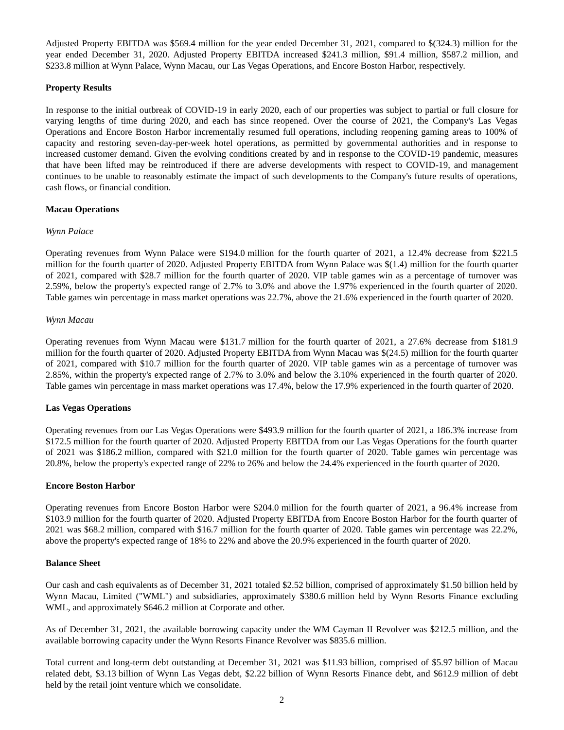Adjusted Property EBITDA was $569.4 million for the year ended December 31, 2021, compared to $(324.3) million for the year ended December 31, 2020. Adjusted Property EBITDA increased $241.3 million, $91.4 million, $587.2 million, and $233.8 million at Wynn Palace, Wynn Macau, our Las Vegas Operations, and Encore Boston Harbor, respectively.

**Property Results**

In response to the initial outbreak of COVID-19 in early 2020, each of our properties was subject to partial or full closure for varying lengths of time during 2020, and each has since reopened. Over the course of 2021, the Company's Las Vegas Operations and Encore Boston Harbor incrementally resumed full operations, including reopening gaming areas to 100% of capacity and restoring seven-day-per-week hotel operations, as permitted by governmental authorities and in response to increased customer demand. Given the evolving conditions created by and in response to the COVID-19 pandemic, measures that have been lifted may be reintroduced if there are adverse developments with respect to COVID-19, and management continues to be unable to reasonably estimate the impact of such developments to the Company's future results of operations, cash flows, or financial condition.

**Macau Operations**

*Wynn Palace*

Operating revenues from Wynn Palace were $194.0 million for the fourth quarter of 2021, a 12.4% decrease from $221.5 million for the fourth quarter of 2020. Adjusted Property EBITDA from Wynn Palace was $(1.4) million for the fourth quarter of 2021, compared with $28.7 million for the fourth quarter of 2020. VIP table games win as a percentage of turnover was 2.59%, below the property's expected range of 2.7% to 3.0% and above the 1.97% experienced in the fourth quarter of 2020. Table games win percentage in mass market operations was 22.7%, above the 21.6% experienced in the fourth quarter of 2020.

*Wynn Macau*

Operating revenues from Wynn Macau were $131.7 million for the fourth quarter of 2021, a 27.6% decrease from $181.9 million for the fourth quarter of 2020. Adjusted Property EBITDA from Wynn Macau was $(24.5) million for the fourth quarter of 2021, compared with $10.7 million for the fourth quarter of 2020. VIP table games win as a percentage of turnover was 2.85%, within the property's expected range of 2.7% to 3.0% and below the 3.10% experienced in the fourth quarter of 2020. Table games win percentage in mass market operations was 17.4%, below the 17.9% experienced in the fourth quarter of 2020.

**Las Vegas Operations**

Operating revenues from our Las Vegas Operations were $493.9 million for the fourth quarter of 2021, a 186.3% increase from $172.5 million for the fourth quarter of 2020. Adjusted Property EBITDA from our Las Vegas Operations for the fourth quarter of 2021 was $186.2 million, compared with $21.0 million for the fourth quarter of 2020. Table games win percentage was 20.8%, below the property's expected range of 22% to 26% and below the 24.4% experienced in the fourth quarter of 2020.

**Encore Boston Harbor**

Operating revenues from Encore Boston Harbor were $204.0 million for the fourth quarter of 2021, a 96.4% increase from $103.9 million for the fourth quarter of 2020. Adjusted Property EBITDA from Encore Boston Harbor for the fourth quarter of 2021 was $68.2 million, compared with $16.7 million for the fourth quarter of 2020. Table games win percentage was 22.2%, above the property's expected range of 18% to 22% and above the 20.9% experienced in the fourth quarter of 2020.

**Balance Sheet**

Our cash and cash equivalents as of December 31, 2021 totaled $2.52 billion, comprised of approximately $1.50 billion held by Wynn Macau, Limited ("WML") and subsidiaries, approximately $380.6 million held by Wynn Resorts Finance excluding WML, and approximately $646.2 million at Corporate and other.

As of December 31, 2021, the available borrowing capacity under the WM Cayman II Revolver was $212.5 million, and the available borrowing capacity under the Wynn Resorts Finance Revolver was $835.6 million.

Total current and long-term debt outstanding at December 31, 2021 was $11.93 billion, comprised of $5.97 billion of Macau related debt, $3.13 billion of Wynn Las Vegas debt, $2.22 billion of Wynn Resorts Finance debt, and $612.9 million of debt held by the retail joint venture which we consolidate.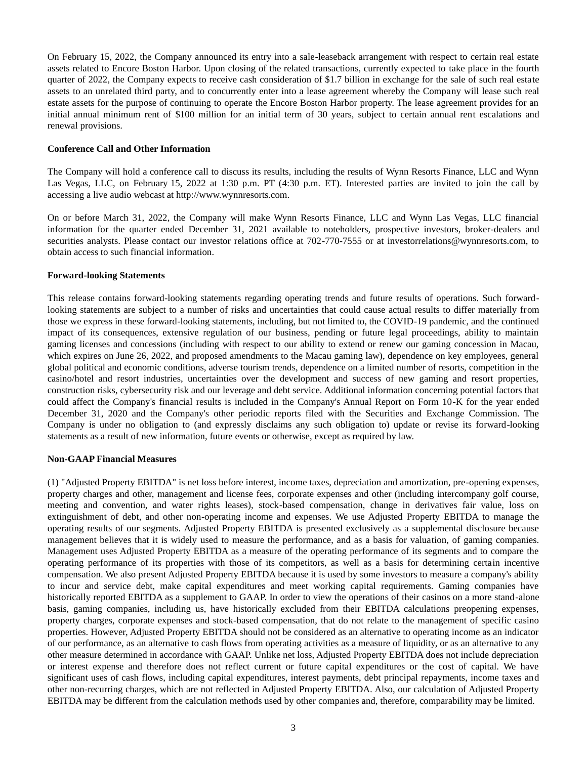On February 15, 2022, the Company announced its entry into a sale-leaseback arrangement with respect to certain real estate assets related to Encore Boston Harbor. Upon closing of the related transactions, currently expected to take place in the fourth quarter of 2022, the Company expects to receive cash consideration of $1.7 billion in exchange for the sale of such real estate assets to an unrelated third party, and to concurrently enter into a lease agreement whereby the Company will lease such real estate assets for the purpose of continuing to operate the Encore Boston Harbor property. The lease agreement provides for an initial annual minimum rent of $100 million for an initial term of 30 years, subject to certain annual rent escalations and renewal provisions.

**Conference Call and Other Information**

The Company will hold a conference call to discuss its results, including the results of Wynn Resorts Finance, LLC and Wynn Las Vegas, LLC, on February 15, 2022 at 1:30 p.m. PT (4:30 p.m. ET). Interested parties are invited to join the call by accessing a live audio webcast at http://www.wynnresorts.com.

On or before March 31, 2022, the Company will make Wynn Resorts Finance, LLC and Wynn Las Vegas, LLC financial information for the quarter ended December 31, 2021 available to noteholders, prospective investors, broker-dealers and securities analysts. Please contact our investor relations office at 702-770-7555 or at investorrelations@wynnresorts.com, to obtain access to such financial information.

**Forward-looking Statements**

This release contains forward-looking statements regarding operating trends and future results of operations. Such forward-looking statements are subject to a number of risks and uncertainties that could cause actual results to differ materially from those we express in these forward-looking statements, including, but not limited to, the COVID-19 pandemic, and the continued impact of its consequences, extensive regulation of our business, pending or future legal proceedings, ability to maintain gaming licenses and concessions (including with respect to our ability to extend or renew our gaming concession in Macau, which expires on June 26, 2022, and proposed amendments to the Macau gaming law), dependence on key employees, general global political and economic conditions, adverse tourism trends, dependence on a limited number of resorts, competition in the casino/hotel and resort industries, uncertainties over the development and success of new gaming and resort properties, construction risks, cybersecurity risk and our leverage and debt service. Additional information concerning potential factors that could affect the Company's financial results is included in the Company's Annual Report on Form 10-K for the year ended December 31, 2020 and the Company's other periodic reports filed with the Securities and Exchange Commission. The Company is under no obligation to (and expressly disclaims any such obligation to) update or revise its forward-looking statements as a result of new information, future events or otherwise, except as required by law.

**Non-GAAP Financial Measures**

(1) "Adjusted Property EBITDA" is net loss before interest, income taxes, depreciation and amortization, pre-opening expenses, property charges and other, management and license fees, corporate expenses and other (including intercompany golf course, meeting and convention, and water rights leases), stock-based compensation, change in derivatives fair value, loss on extinguishment of debt, and other non-operating income and expenses. We use Adjusted Property EBITDA to manage the operating results of our segments. Adjusted Property EBITDA is presented exclusively as a supplemental disclosure because management believes that it is widely used to measure the performance, and as a basis for valuation, of gaming companies. Management uses Adjusted Property EBITDA as a measure of the operating performance of its segments and to compare the operating performance of its properties with those of its competitors, as well as a basis for determining certain incentive compensation. We also present Adjusted Property EBITDA because it is used by some investors to measure a company's ability to incur and service debt, make capital expenditures and meet working capital requirements. Gaming companies have historically reported EBITDA as a supplement to GAAP. In order to view the operations of their casinos on a more stand-alone basis, gaming companies, including us, have historically excluded from their EBITDA calculations preopening expenses, property charges, corporate expenses and stock-based compensation, that do not relate to the management of specific casino properties. However, Adjusted Property EBITDA should not be considered as an alternative to operating income as an indicator of our performance, as an alternative to cash flows from operating activities as a measure of liquidity, or as an alternative to any other measure determined in accordance with GAAP. Unlike net loss, Adjusted Property EBITDA does not include depreciation or interest expense and therefore does not reflect current or future capital expenditures or the cost of capital. We have significant uses of cash flows, including capital expenditures, interest payments, debt principal repayments, income taxes and other non-recurring charges, which are not reflected in Adjusted Property EBITDA. Also, our calculation of Adjusted Property EBITDA may be different from the calculation methods used by other companies and, therefore, comparability may be limited.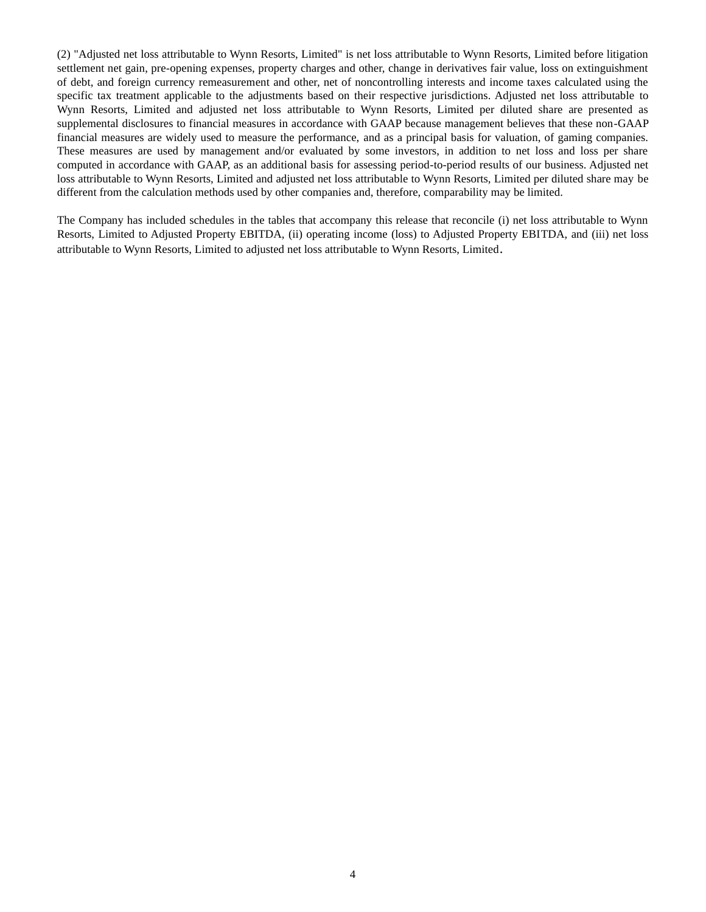(2) "Adjusted net loss attributable to Wynn Resorts, Limited" is net loss attributable to Wynn Resorts, Limited before litigation settlement net gain, pre-opening expenses, property charges and other, change in derivatives fair value, loss on extinguishment of debt, and foreign currency remeasurement and other, net of noncontrolling interests and income taxes calculated using the specific tax treatment applicable to the adjustments based on their respective jurisdictions. Adjusted net loss attributable to Wynn Resorts, Limited and adjusted net loss attributable to Wynn Resorts, Limited per diluted share are presented as supplemental disclosures to financial measures in accordance with GAAP because management believes that these non-GAAP financial measures are widely used to measure the performance, and as a principal basis for valuation, of gaming companies. These measures are used by management and/or evaluated by some investors, in addition to net loss and loss per share computed in accordance with GAAP, as an additional basis for assessing period-to-period results of our business. Adjusted net loss attributable to Wynn Resorts, Limited and adjusted net loss attributable to Wynn Resorts, Limited per diluted share may be different from the calculation methods used by other companies and, therefore, comparability may be limited.

The Company has included schedules in the tables that accompany this release that reconcile (i) net loss attributable to Wynn Resorts, Limited to Adjusted Property EBITDA, (ii) operating income (loss) to Adjusted Property EBITDA, and (iii) net loss attributable to Wynn Resorts, Limited to adjusted net loss attributable to Wynn Resorts, Limited.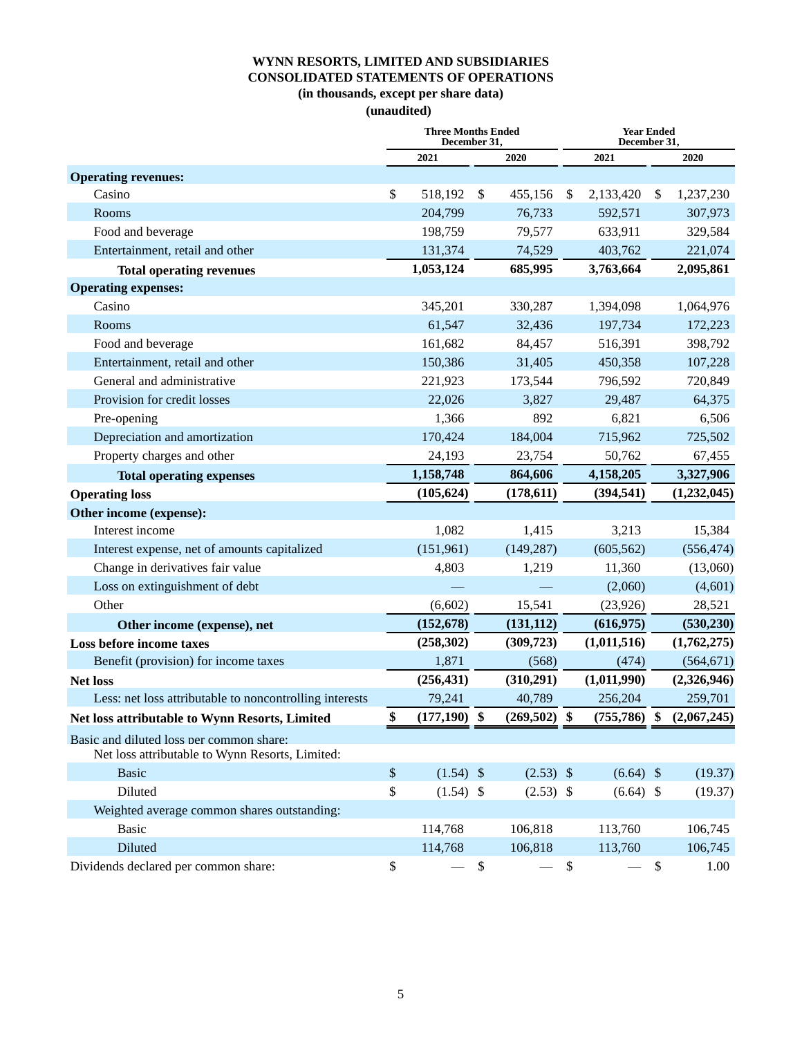# WYNN RESORTS, LIMITED AND SUBSIDIARIES
## CONSOLIDATED STATEMENTS OF OPERATIONS
### (in thousands, except per share data)
### (unaudited)

| | Three Months Ended December 31, | | Year Ended December 31, | |
|---|---|---|---|---|
| | 2021 | 2020 | 2021 | 2020 |
| **Operating revenues:** | | | | |
| Casino | $ 518,192 | $ 455,156 | $ 2,133,420 | $ 1,237,230 |
| Rooms | 204,799 | 76,733 | 592,571 | 307,973 |
| Food and beverage | 198,759 | 79,577 | 633,911 | 329,584 |
| Entertainment, retail and other | 131,374 | 74,529 | 403,762 | 221,074 |
| **Total operating revenues** | **1,053,124** | **685,995** | **3,763,664** | **2,095,861** |
| **Operating expenses:** | | | | |
| Casino | 345,201 | 330,287 | 1,394,098 | 1,064,976 |
| Rooms | 61,547 | 32,436 | 197,734 | 172,223 |
| Food and beverage | 161,682 | 84,457 | 516,391 | 398,792 |
| Entertainment, retail and other | 150,386 | 31,405 | 450,358 | 107,228 |
| General and administrative | 221,923 | 173,544 | 796,592 | 720,849 |
| Provision for credit losses | 22,026 | 3,827 | 29,487 | 64,375 |
| Pre-opening | 1,366 | 892 | 6,821 | 6,506 |
| Depreciation and amortization | 170,424 | 184,004 | 715,962 | 725,502 |
| Property charges and other | 24,193 | 23,754 | 50,762 | 67,455 |
| **Total operating expenses** | **1,158,748** | **864,606** | **4,158,205** | **3,327,906** |
| **Operating loss** | **(105,624)** | **(178,611)** | **(394,541)** | **(1,232,045)** |
| **Other income (expense):** | | | | |
| Interest income | 1,082 | 1,415 | 3,213 | 15,384 |
| Interest expense, net of amounts capitalized | (151,961) | (149,287) | (605,562) | (556,474) |
| Change in derivatives fair value | 4,803 | 1,219 | 11,360 | (13,060) |
| Loss on extinguishment of debt | — | — | (2,060) | (4,601) |
| Other | (6,602) | 15,541 | (23,926) | 28,521 |
| **Other income (expense), net** | **(152,678)** | **(131,112)** | **(616,975)** | **(530,230)** |
| **Loss before income taxes** | **(258,302)** | **(309,723)** | **(1,011,516)** | **(1,762,275)** |
| Benefit (provision) for income taxes | 1,871 | (568) | (474) | (564,671) |
| **Net loss** | **(256,431)** | **(310,291)** | **(1,011,990)** | **(2,326,946)** |
| Less: net loss attributable to noncontrolling interests | 79,241 | 40,789 | 256,204 | 259,701 |
| **Net loss attributable to Wynn Resorts, Limited** | **$ (177,190)** | **$ (269,502)** | **$ (755,786)** | **$ (2,067,245)** |
| Basic and diluted loss per common share: | | | | |
| Net loss attributable to Wynn Resorts, Limited: | | | | |
| Basic | $ (1.54) | $ (2.53) | $ (6.64) | $ (19.37) |
| Diluted | $ (1.54) | $ (2.53) | $ (6.64) | $ (19.37) |
| Weighted average common shares outstanding: | | | | |
| Basic | 114,768 | 106,818 | 113,760 | 106,745 |
| Diluted | 114,768 | 106,818 | 113,760 | 106,745 |
| Dividends declared per common share: | $ — | $ — | $ — | $ 1.00 |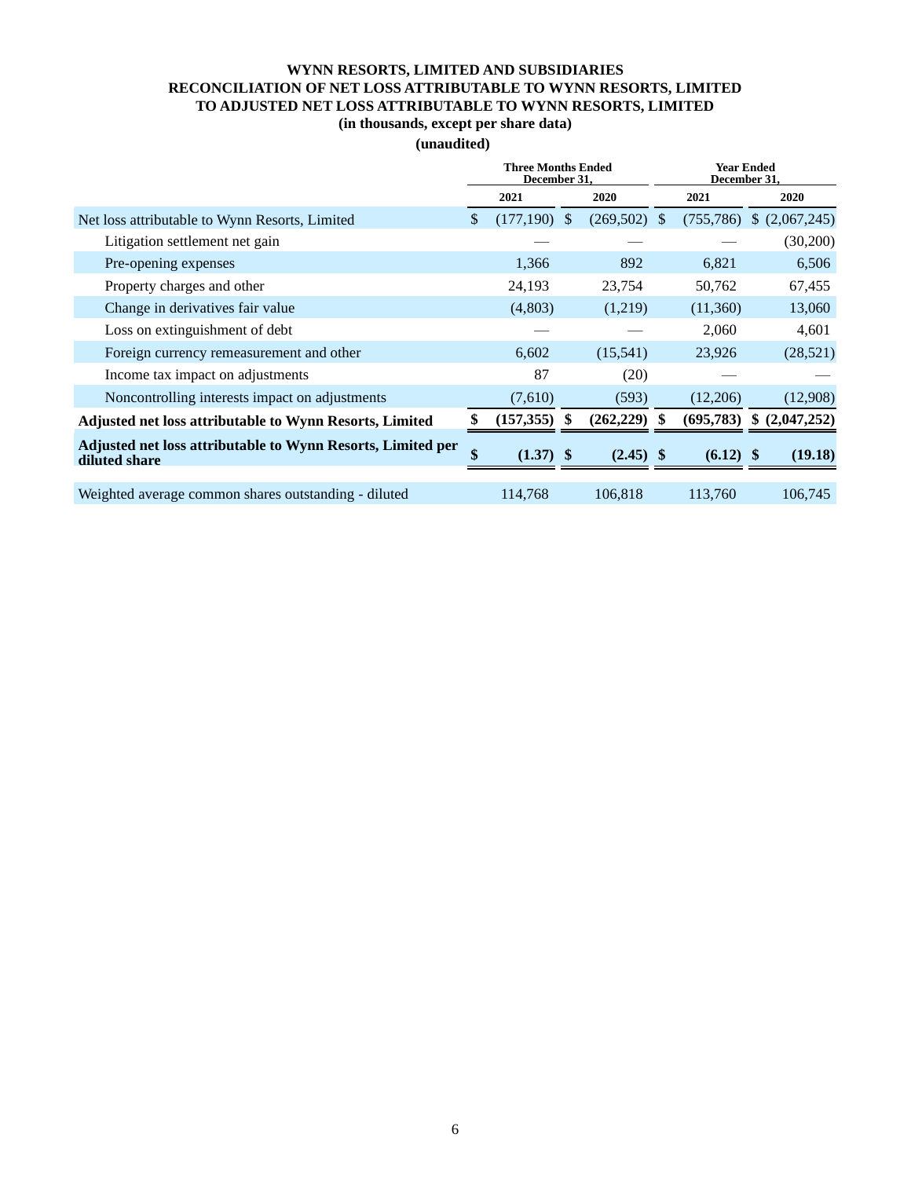**WYNN RESORTS, LIMITED AND SUBSIDIARIES**
**RECONCILIATION OF NET LOSS ATTRIBUTABLE TO WYNN RESORTS, LIMITED**
**TO ADJUSTED NET LOSS ATTRIBUTABLE TO WYNN RESORTS, LIMITED**
**(in thousands, except per share data)**
**(unaudited)**

| | Three Months Ended December 31, | | Year Ended December 31, | |
|---|---|---|---|---|
| | 2021 | 2020 | 2021 | 2020 |
| Net loss attributable to Wynn Resorts, Limited | $ (177,190) | $ (269,502) | $ (755,786) | $ (2,067,245) |
| Litigation settlement net gain | — | — | — | (30,200) |
| Pre-opening expenses | 1,366 | 892 | 6,821 | 6,506 |
| Property charges and other | 24,193 | 23,754 | 50,762 | 67,455 |
| Change in derivatives fair value | (4,803) | (1,219) | (11,360) | 13,060 |
| Loss on extinguishment of debt | — | — | 2,060 | 4,601 |
| Foreign currency remeasurement and other | 6,602 | (15,541) | 23,926 | (28,521) |
| Income tax impact on adjustments | 87 | (20) | — | — |
| Noncontrolling interests impact on adjustments | (7,610) | (593) | (12,206) | (12,908) |
| **Adjusted net loss attributable to Wynn Resorts, Limited** | **$ (157,355)** | **$ (262,229)** | **$ (695,783)** | **$ (2,047,252)** |
| **Adjusted net loss attributable to Wynn Resorts, Limited per diluted share** | **$ (1.37)** | **$ (2.45)** | **$ (6.12)** | **$ (19.18)** |
| Weighted average common shares outstanding - diluted | 114,768 | 106,818 | 113,760 | 106,745 |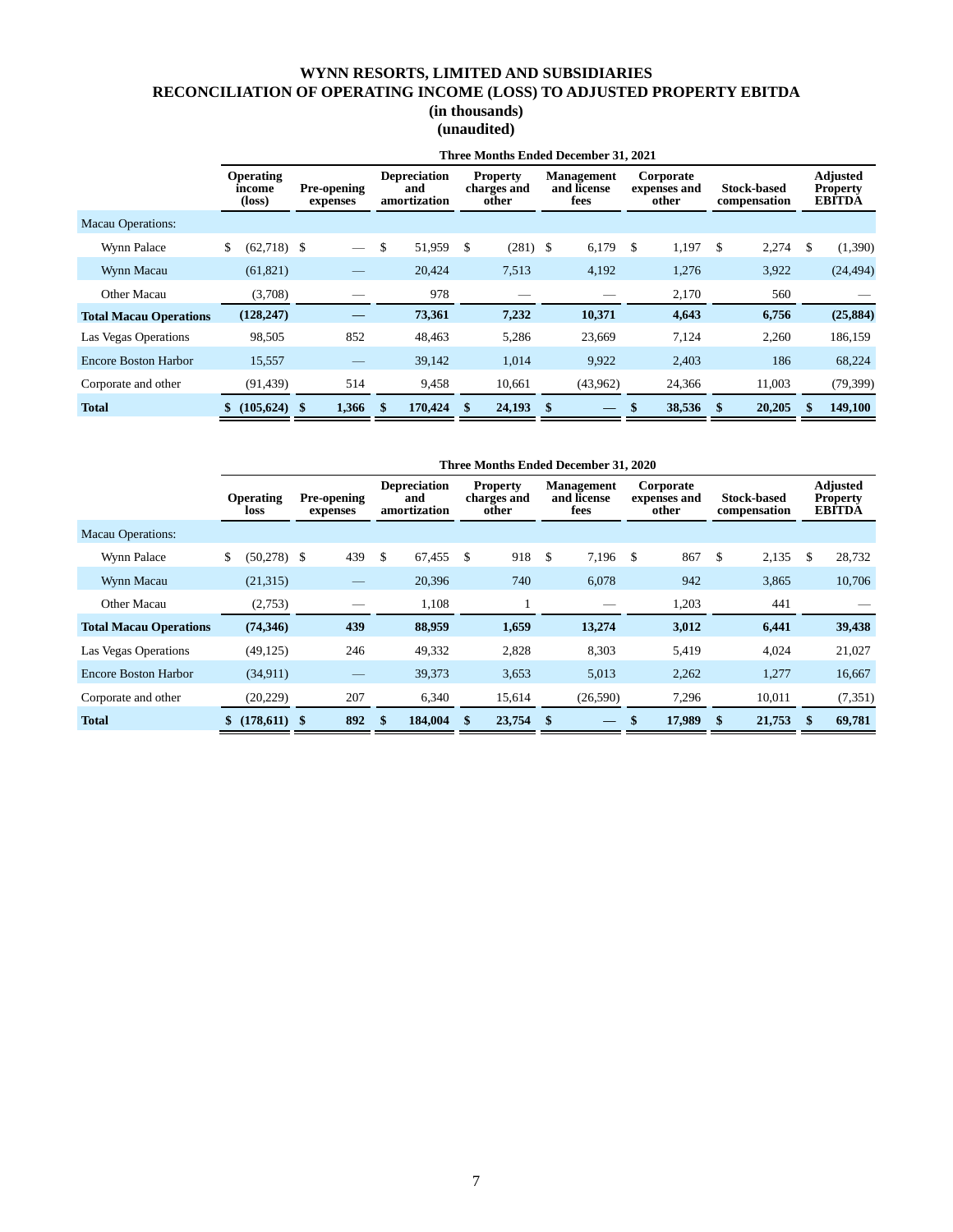# WYNN RESORTS, LIMITED AND SUBSIDIARIES
# RECONCILIATION OF OPERATING INCOME (LOSS) TO ADJUSTED PROPERTY EBITDA
### (in thousands)
### (unaudited)

| | Three Months Ended December 31, 2021 | | | | | | | |
|---|---|---|---|---|---|---|---|---|
| | **Operating income (loss)** | **Pre-opening expenses** | **Depreciation and amortization** | **Property charges and other** | **Management and license fees** | **Corporate expenses and other** | **Stock-based compensation** | **Adjusted Property EBITDA** |
| Macau Operations: | | | | | | | | |
| Wynn Palace | $ (62,718) | $ — | $ 51,959 | $ (281) | $ 6,179 | $ 1,197 | $ 2,274 | $ (1,390) |
| Wynn Macau | (61,821) | — | 20,424 | 7,513 | 4,192 | 1,276 | 3,922 | (24,494) |
| Other Macau | (3,708) | — | 978 | — | — | 2,170 | 560 | — |
| **Total Macau Operations** | **(128,247)** | **—** | **73,361** | **7,232** | **10,371** | **4,643** | **6,756** | **(25,884)** |
| Las Vegas Operations | 98,505 | 852 | 48,463 | 5,286 | 23,669 | 7,124 | 2,260 | 186,159 |
| Encore Boston Harbor | 15,557 | — | 39,142 | 1,014 | 9,922 | 2,403 | 186 | 68,224 |
| Corporate and other | (91,439) | 514 | 9,458 | 10,661 | (43,962) | 24,366 | 11,003 | (79,399) |
| **Total** | **$ (105,624)** | **$ 1,366** | **$ 170,424** | **$ 24,193** | **$ —** | **$ 38,536** | **$ 20,205** | **$ 149,100** |

| | Three Months Ended December 31, 2020 | | | | | | | |
|---|---|---|---|---|---|---|---|---|
| | **Operating loss** | **Pre-opening expenses** | **Depreciation and amortization** | **Property charges and other** | **Management and license fees** | **Corporate expenses and other** | **Stock-based compensation** | **Adjusted Property EBITDA** |
| Macau Operations: | | | | | | | | |
| Wynn Palace | $ (50,278) | $ 439 | $ 67,455 | $ 918 | $ 7,196 | $ 867 | $ 2,135 | $ 28,732 |
| Wynn Macau | (21,315) | — | 20,396 | 740 | 6,078 | 942 | 3,865 | 10,706 |
| Other Macau | (2,753) | — | 1,108 | 1 | — | 1,203 | 441 | — |
| **Total Macau Operations** | **(74,346)** | **439** | **88,959** | **1,659** | **13,274** | **3,012** | **6,441** | **39,438** |
| Las Vegas Operations | (49,125) | 246 | 49,332 | 2,828 | 8,303 | 5,419 | 4,024 | 21,027 |
| Encore Boston Harbor | (34,911) | — | 39,373 | 3,653 | 5,013 | 2,262 | 1,277 | 16,667 |
| Corporate and other | (20,229) | 207 | 6,340 | 15,614 | (26,590) | 7,296 | 10,011 | (7,351) |
| **Total** | **$ (178,611)** | **$ 892** | **$ 184,004** | **$ 23,754** | **$ —** | **$ 17,989** | **$ 21,753** | **$ 69,781** |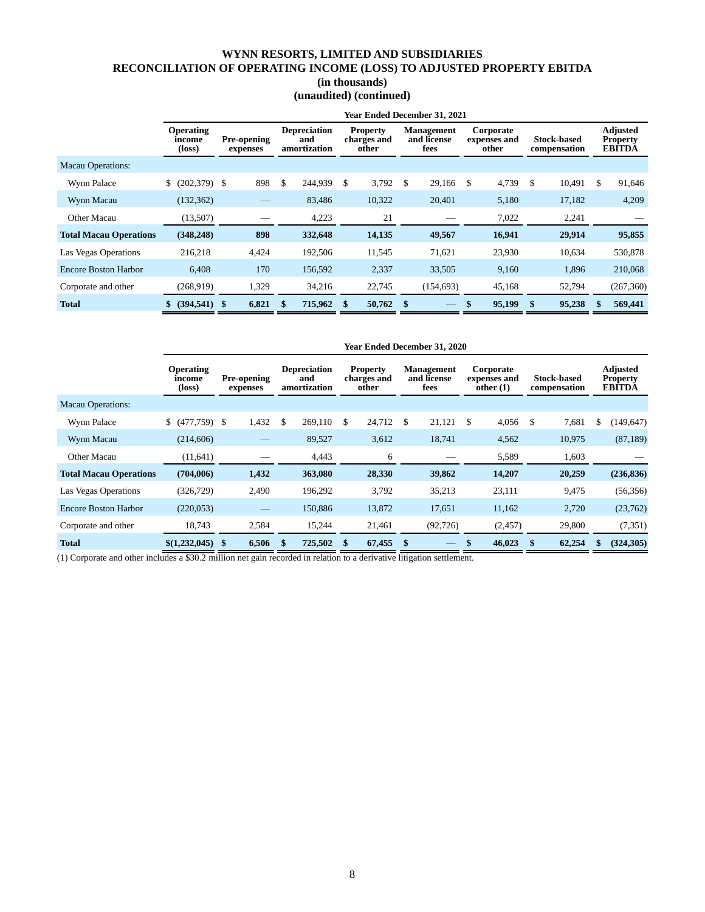# WYNN RESORTS, LIMITED AND SUBSIDIARIES
## RECONCILIATION OF OPERATING INCOME (LOSS) TO ADJUSTED PROPERTY EBITDA
### (in thousands)
### (unaudited) (continued)

| | Year Ended December 31, 2021 | | | | | | | |
|---|---|---|---|---|---|---|---|---|
| | **Operating income (loss)** | **Pre-opening expenses** | **Depreciation and amortization** | **Property charges and other** | **Management and license fees** | **Corporate expenses and other** | **Stock-based compensation** | **Adjusted Property EBITDA** |
| Macau Operations: | | | | | | | | |
| Wynn Palace | $ (202,379) | $ 898 | $ 244,939 | $ 3,792 | $ 29,166 | $ 4,739 | $ 10,491 | $ 91,646 |
| Wynn Macau | (132,362) | — | 83,486 | 10,322 | 20,401 | 5,180 | 17,182 | 4,209 |
| Other Macau | (13,507) | — | 4,223 | 21 | — | 7,022 | 2,241 | — |
| **Total Macau Operations** | **(348,248)** | **898** | **332,648** | **14,135** | **49,567** | **16,941** | **29,914** | **95,855** |
| Las Vegas Operations | 216,218 | 4,424 | 192,506 | 11,545 | 71,621 | 23,930 | 10,634 | 530,878 |
| Encore Boston Harbor | 6,408 | 170 | 156,592 | 2,337 | 33,505 | 9,160 | 1,896 | 210,068 |
| Corporate and other | (268,919) | 1,329 | 34,216 | 22,745 | (154,693) | 45,168 | 52,794 | (267,360) |
| **Total** | **$ (394,541)** | **$ 6,821** | **$ 715,962** | **$ 50,762** | **$ —** | **$ 95,199** | **$ 95,238** | **$ 569,441** |

| | Year Ended December 31, 2020 | | | | | | | |
|---|---|---|---|---|---|---|---|---|
| | **Operating income (loss)** | **Pre-opening expenses** | **Depreciation and amortization** | **Property charges and other** | **Management and license fees** | **Corporate expenses and other (1)** | **Stock-based compensation** | **Adjusted Property EBITDA** |
| Macau Operations: | | | | | | | | |
| Wynn Palace | $ (477,759) | $ 1,432 | $ 269,110 | $ 24,712 | $ 21,121 | $ 4,056 | $ 7,681 | $ (149,647) |
| Wynn Macau | (214,606) | — | 89,527 | 3,612 | 18,741 | 4,562 | 10,975 | (87,189) |
| Other Macau | (11,641) | — | 4,443 | 6 | — | 5,589 | 1,603 | — |
| **Total Macau Operations** | **(704,006)** | **1,432** | **363,080** | **28,330** | **39,862** | **14,207** | **20,259** | **(236,836)** |
| Las Vegas Operations | (326,729) | 2,490 | 196,292 | 3,792 | 35,213 | 23,111 | 9,475 | (56,356) |
| Encore Boston Harbor | (220,053) | — | 150,886 | 13,872 | 17,651 | 11,162 | 2,720 | (23,762) |
| Corporate and other | 18,743 | 2,584 | 15,244 | 21,461 | (92,726) | (2,457) | 29,800 | (7,351) |
| **Total** | **$(1,232,045)** | **$ 6,506** | **$ 725,502** | **$ 67,455** | **$ —** | **$ 46,023** | **$ 62,254** | **$ (324,305)** |

(1) Corporate and other includes a $30.2 million net gain recorded in relation to a derivative litigation settlement.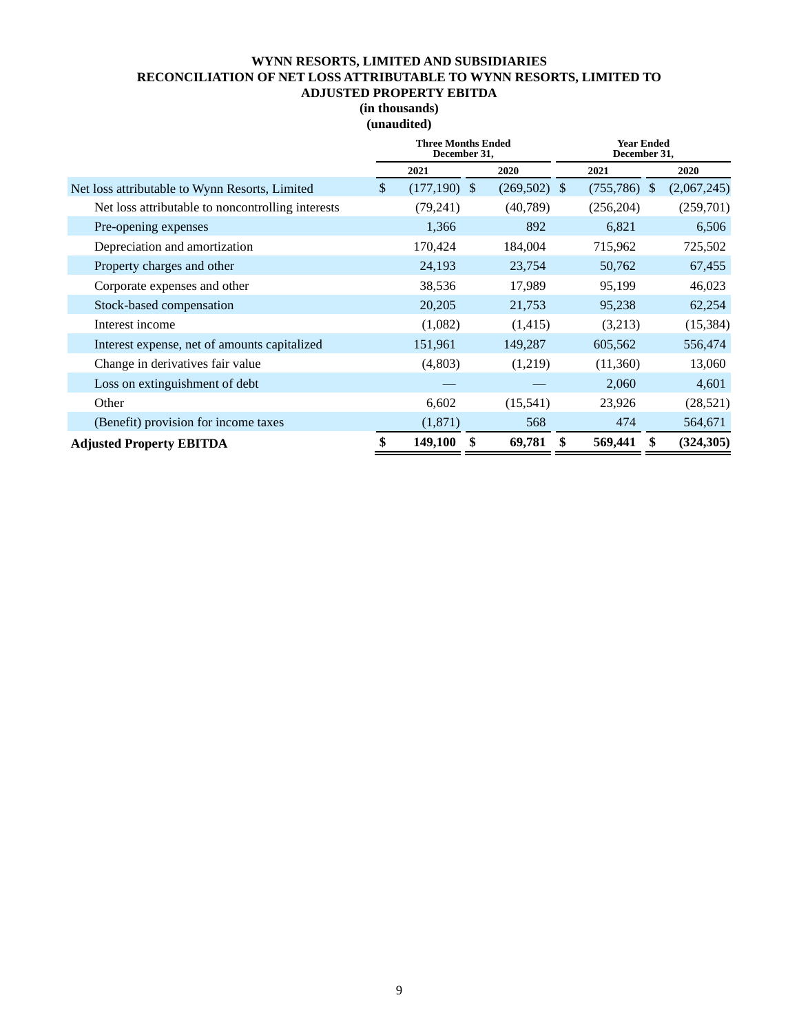**WYNN RESORTS, LIMITED AND SUBSIDIARIES**
**RECONCILIATION OF NET LOSS ATTRIBUTABLE TO WYNN RESORTS, LIMITED TO ADJUSTED PROPERTY EBITDA**
**(in thousands)**
**(unaudited)**

| | Three Months Ended December 31, | | Year Ended December 31, | |
|---|---|---|---|---|
| | 2021 | 2020 | 2021 | 2020 |
| Net loss attributable to Wynn Resorts, Limited | $ (177,190) | $ (269,502) | $ (755,786) | $ (2,067,245) |
| Net loss attributable to noncontrolling interests | (79,241) | (40,789) | (256,204) | (259,701) |
| Pre-opening expenses | 1,366 | 892 | 6,821 | 6,506 |
| Depreciation and amortization | 170,424 | 184,004 | 715,962 | 725,502 |
| Property charges and other | 24,193 | 23,754 | 50,762 | 67,455 |
| Corporate expenses and other | 38,536 | 17,989 | 95,199 | 46,023 |
| Stock-based compensation | 20,205 | 21,753 | 95,238 | 62,254 |
| Interest income | (1,082) | (1,415) | (3,213) | (15,384) |
| Interest expense, net of amounts capitalized | 151,961 | 149,287 | 605,562 | 556,474 |
| Change in derivatives fair value | (4,803) | (1,219) | (11,360) | 13,060 |
| Loss on extinguishment of debt | — | — | 2,060 | 4,601 |
| Other | 6,602 | (15,541) | 23,926 | (28,521) |
| (Benefit) provision for income taxes | (1,871) | 568 | 474 | 564,671 |
| **Adjusted Property EBITDA** | **$ 149,100** | **$ 69,781** | **$ 569,441** | **$ (324,305)** |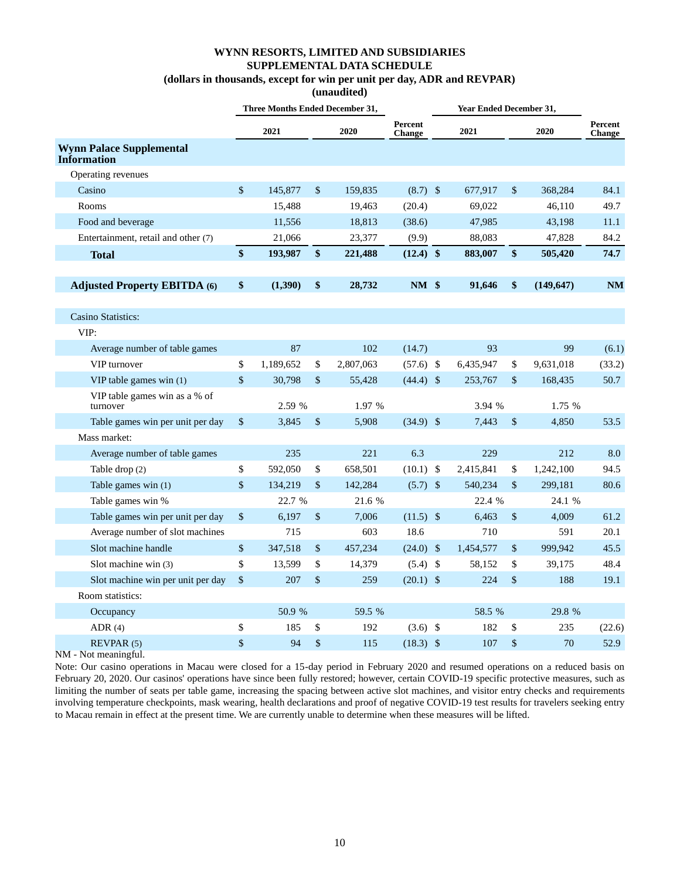# WYNN RESORTS, LIMITED AND SUBSIDIARIES
## SUPPLEMENTAL DATA SCHEDULE
### (dollars in thousands, except for win per unit per day, ADR and REVPAR)
### (unaudited)

| | Three Months Ended December 31, | | | Year Ended December 31, | | |
|---|---|---|---|---|---|---|
| | 2021 | 2020 | Percent Change | 2021 | 2020 | Percent Change |
| **Wynn Palace Supplemental Information** | | | | | | |
| Operating revenues | | | | | | |
| Casino | $ 145,877 | $ 159,835 | (8.7) | $ 677,917 | $ 368,284 | 84.1 |
| Rooms | 15,488 | 19,463 | (20.4) | 69,022 | 46,110 | 49.7 |
| Food and beverage | 11,556 | 18,813 | (38.6) | 47,985 | 43,198 | 11.1 |
| Entertainment, retail and other (7) | 21,066 | 23,377 | (9.9) | 88,083 | 47,828 | 84.2 |
| **Total** | **$ 193,987** | **$ 221,488** | **(12.4)** | **$ 883,007** | **$ 505,420** | **74.7** |
| | | | | | | |
| **Adjusted Property EBITDA (6)** | **$ (1,390)** | **$ 28,732** | **NM** | **$ 91,646** | **$ (149,647)** | **NM** |
| | | | | | | |
| Casino Statistics: | | | | | | |
| VIP: | | | | | | |
| Average number of table games | 87 | 102 | (14.7) | 93 | 99 | (6.1) |
| VIP turnover | $ 1,189,652 | $ 2,807,063 | (57.6) | $ 6,435,947 | $ 9,631,018 | (33.2) |
| VIP table games win (1) | $ 30,798 | $ 55,428 | (44.4) | $ 253,767 | $ 168,435 | 50.7 |
| VIP table games win as a % of turnover | 2.59 % | 1.97 % | | 3.94 % | 1.75 % | |
| Table games win per unit per day | $ 3,845 | $ 5,908 | (34.9) | $ 7,443 | $ 4,850 | 53.5 |
| Mass market: | | | | | | |
| Average number of table games | 235 | 221 | 6.3 | 229 | 212 | 8.0 |
| Table drop (2) | $ 592,050 | $ 658,501 | (10.1) | $ 2,415,841 | $ 1,242,100 | 94.5 |
| Table games win (1) | $ 134,219 | $ 142,284 | (5.7) | $ 540,234 | $ 299,181 | 80.6 |
| Table games win % | 22.7 % | 21.6 % | | 22.4 % | 24.1 % | |
| Table games win per unit per day | $ 6,197 | $ 7,006 | (11.5) | $ 6,463 | $ 4,009 | 61.2 |
| Average number of slot machines | 715 | 603 | 18.6 | 710 | 591 | 20.1 |
| Slot machine handle | $ 347,518 | $ 457,234 | (24.0) | $ 1,454,577 | $ 999,942 | 45.5 |
| Slot machine win (3) | $ 13,599 | $ 14,379 | (5.4) | $ 58,152 | $ 39,175 | 48.4 |
| Slot machine win per unit per day | $ 207 | $ 259 | (20.1) | $ 224 | $ 188 | 19.1 |
| Room statistics: | | | | | | |
| Occupancy | 50.9 % | 59.5 % | | 58.5 % | 29.8 % | |
| ADR (4) | $ 185 | $ 192 | (3.6) | $ 182 | $ 235 | (22.6) |
| REVPAR (5) | $ 94 | $ 115 | (18.3) | $ 107 | $ 70 | 52.9 |

NM - Not meaningful.

Note: Our casino operations in Macau were closed for a 15-day period in February 2020 and resumed operations on a reduced basis on February 20, 2020. Our casinos' operations have since been fully restored; however, certain COVID-19 specific protective measures, such as limiting the number of seats per table game, increasing the spacing between active slot machines, and visitor entry checks and requirements involving temperature checkpoints, mask wearing, health declarations and proof of negative COVID-19 test results for travelers seeking entry to Macau remain in effect at the present time. We are currently unable to determine when these measures will be lifted.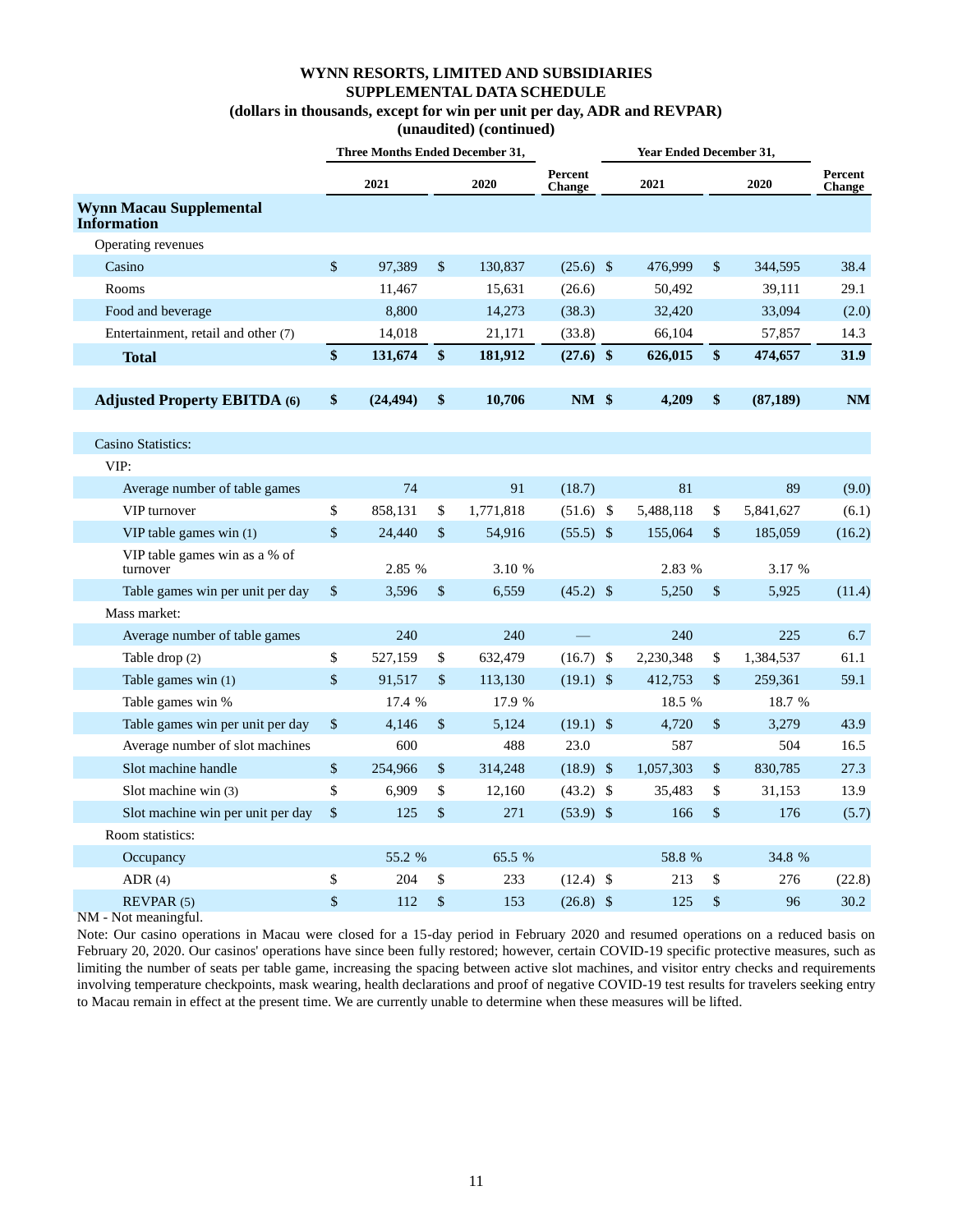**WYNN RESORTS, LIMITED AND SUBSIDIARIES**
**SUPPLEMENTAL DATA SCHEDULE**
**(dollars in thousands, except for win per unit per day, ADR and REVPAR)**
**(unaudited) (continued)**

| | Three Months Ended December 31, | | | Year Ended December 31, | | |
|---|---|---|---|---|---|---|
| | 2021 | 2020 | Percent Change | 2021 | 2020 | Percent Change |
| **Wynn Macau Supplemental Information** | | | | | | |
| Operating revenues | | | | | | |
| Casino | $ 97,389 | $ 130,837 | (25.6) | $ 476,999 | $ 344,595 | 38.4 |
| Rooms | 11,467 | 15,631 | (26.6) | 50,492 | 39,111 | 29.1 |
| Food and beverage | 8,800 | 14,273 | (38.3) | 32,420 | 33,094 | (2.0) |
| Entertainment, retail and other (7) | 14,018 | 21,171 | (33.8) | 66,104 | 57,857 | 14.3 |
| **Total** | **$ 131,674** | **$ 181,912** | **(27.6)** | **$ 626,015** | **$ 474,657** | **31.9** |
| | | | | | | |
| **Adjusted Property EBITDA (6)** | **$ (24,494)** | **$ 10,706** | **NM** | **$ 4,209** | **$ (87,189)** | **NM** |
| | | | | | | |
| Casino Statistics: | | | | | | |
| VIP: | | | | | | |
| Average number of table games | 74 | 91 | (18.7) | 81 | 89 | (9.0) |
| VIP turnover | $ 858,131 | $ 1,771,818 | (51.6) | $ 5,488,118 | $ 5,841,627 | (6.1) |
| VIP table games win (1) | $ 24,440 | $ 54,916 | (55.5) | $ 155,064 | $ 185,059 | (16.2) |
| VIP table games win as a % of turnover | 2.85 % | 3.10 % | | 2.83 % | 3.17 % | |
| Table games win per unit per day | $ 3,596 | $ 6,559 | (45.2) | $ 5,250 | $ 5,925 | (11.4) |
| Mass market: | | | | | | |
| Average number of table games | 240 | 240 | — | 240 | 225 | 6.7 |
| Table drop (2) | $ 527,159 | $ 632,479 | (16.7) | $ 2,230,348 | $ 1,384,537 | 61.1 |
| Table games win (1) | $ 91,517 | $ 113,130 | (19.1) | $ 412,753 | $ 259,361 | 59.1 |
| Table games win % | 17.4 % | 17.9 % | | 18.5 % | 18.7 % | |
| Table games win per unit per day | $ 4,146 | $ 5,124 | (19.1) | $ 4,720 | $ 3,279 | 43.9 |
| Average number of slot machines | 600 | 488 | 23.0 | 587 | 504 | 16.5 |
| Slot machine handle | $ 254,966 | $ 314,248 | (18.9) | $ 1,057,303 | $ 830,785 | 27.3 |
| Slot machine win (3) | $ 6,909 | $ 12,160 | (43.2) | $ 35,483 | $ 31,153 | 13.9 |
| Slot machine win per unit per day | $ 125 | $ 271 | (53.9) | $ 166 | $ 176 | (5.7) |
| Room statistics: | | | | | | |
| Occupancy | 55.2 % | 65.5 % | | 58.8 % | 34.8 % | |
| ADR (4) | $ 204 | $ 233 | (12.4) | $ 213 | $ 276 | (22.8) |
| REVPAR (5) | $ 112 | $ 153 | (26.8) | $ 125 | $ 96 | 30.2 |

NM - Not meaningful.

Note: Our casino operations in Macau were closed for a 15-day period in February 2020 and resumed operations on a reduced basis on February 20, 2020. Our casinos' operations have since been fully restored; however, certain COVID-19 specific protective measures, such as limiting the number of seats per table game, increasing the spacing between active slot machines, and visitor entry checks and requirements involving temperature checkpoints, mask wearing, health declarations and proof of negative COVID-19 test results for travelers seeking entry to Macau remain in effect at the present time. We are currently unable to determine when these measures will be lifted.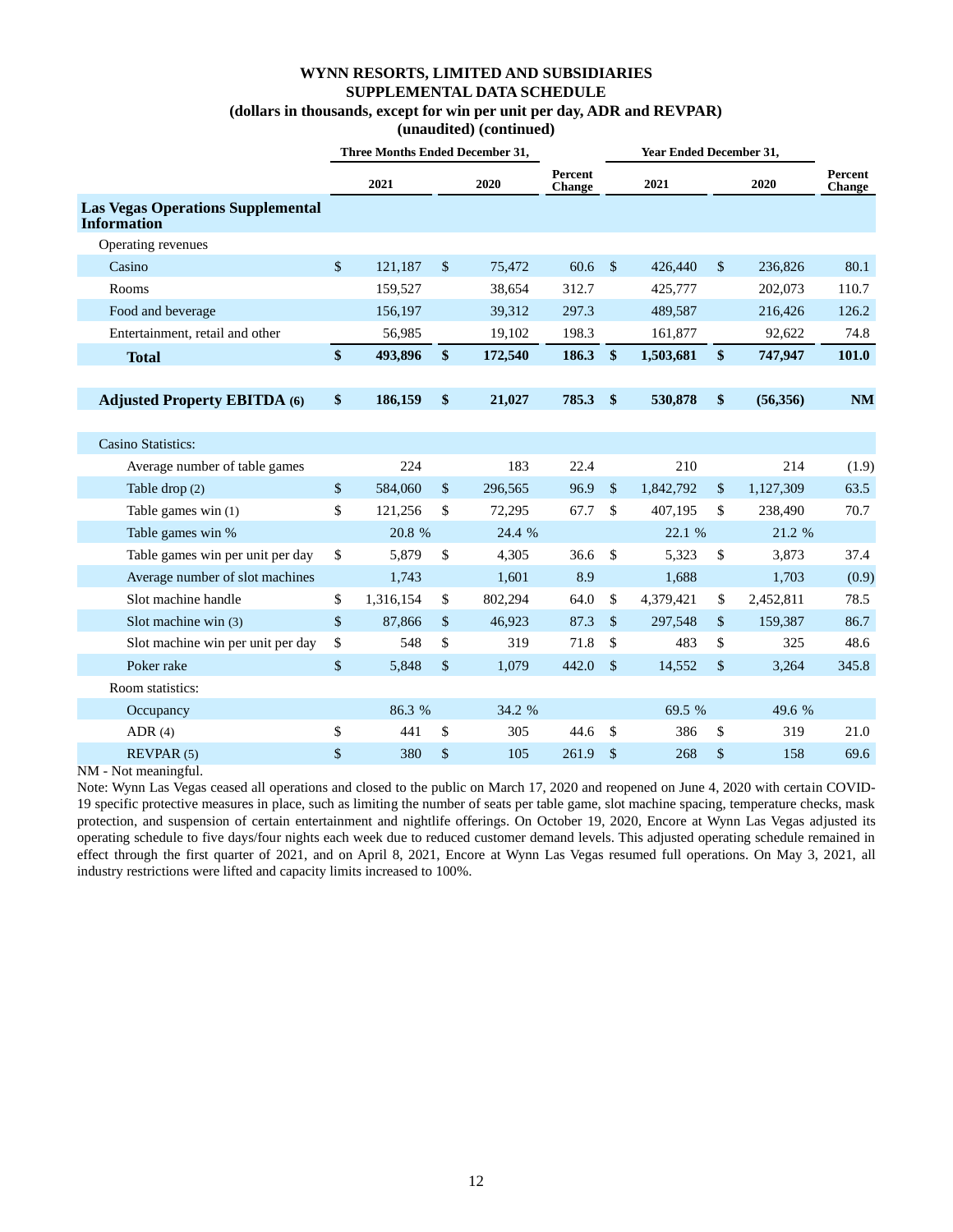**WYNN RESORTS, LIMITED AND SUBSIDIARIES**
**SUPPLEMENTAL DATA SCHEDULE**
**(dollars in thousands, except for win per unit per day, ADR and REVPAR)**
**(unaudited) (continued)**

| | Three Months Ended December 31, | | | Year Ended December 31, | | |
|---|---|---|---|---|---|---|
| | 2021 | 2020 | Percent Change | 2021 | 2020 | Percent Change |
| **Las Vegas Operations Supplemental Information** | | | | | | |
| Operating revenues | | | | | | |
| Casino | $ 121,187 | $ 75,472 | 60.6 | $ 426,440 | $ 236,826 | 80.1 |
| Rooms | 159,527 | 38,654 | 312.7 | 425,777 | 202,073 | 110.7 |
| Food and beverage | 156,197 | 39,312 | 297.3 | 489,587 | 216,426 | 126.2 |
| Entertainment, retail and other | 56,985 | 19,102 | 198.3 | 161,877 | 92,622 | 74.8 |
| **Total** | **$ 493,896** | **$ 172,540** | **186.3** | **$ 1,503,681** | **$ 747,947** | **101.0** |
| | | | | | | |
| **Adjusted Property EBITDA (6)** | **$ 186,159** | **$ 21,027** | **785.3** | **$ 530,878** | **$ (56,356)** | **NM** |
| | | | | | | |
| Casino Statistics: | | | | | | |
| Average number of table games | 224 | 183 | 22.4 | 210 | 214 | (1.9) |
| Table drop (2) | $ 584,060 | $ 296,565 | 96.9 | $ 1,842,792 | $ 1,127,309 | 63.5 |
| Table games win (1) | $ 121,256 | $ 72,295 | 67.7 | $ 407,195 | $ 238,490 | 70.7 |
| Table games win % | 20.8 % | 24.4 % | | 22.1 % | 21.2 % | |
| Table games win per unit per day | $ 5,879 | $ 4,305 | 36.6 | $ 5,323 | $ 3,873 | 37.4 |
| Average number of slot machines | 1,743 | 1,601 | 8.9 | 1,688 | 1,703 | (0.9) |
| Slot machine handle | $ 1,316,154 | $ 802,294 | 64.0 | $ 4,379,421 | $ 2,452,811 | 78.5 |
| Slot machine win (3) | $ 87,866 | $ 46,923 | 87.3 | $ 297,548 | $ 159,387 | 86.7 |
| Slot machine win per unit per day | $ 548 | $ 319 | 71.8 | $ 483 | $ 325 | 48.6 |
| Poker rake | $ 5,848 | $ 1,079 | 442.0 | $ 14,552 | $ 3,264 | 345.8 |
| Room statistics: | | | | | | |
| Occupancy | 86.3 % | 34.2 % | | 69.5 % | 49.6 % | |
| ADR (4) | $ 441 | $ 305 | 44.6 | $ 386 | $ 319 | 21.0 |
| REVPAR (5) | $ 380 | $ 105 | 261.9 | $ 268 | $ 158 | 69.6 |

NM - Not meaningful.

Note: Wynn Las Vegas ceased all operations and closed to the public on March 17, 2020 and reopened on June 4, 2020 with certain COVID-19 specific protective measures in place, such as limiting the number of seats per table game, slot machine spacing, temperature checks, mask protection, and suspension of certain entertainment and nightlife offerings. On October 19, 2020, Encore at Wynn Las Vegas adjusted its operating schedule to five days/four nights each week due to reduced customer demand levels. This adjusted operating schedule remained in effect through the first quarter of 2021, and on April 8, 2021, Encore at Wynn Las Vegas resumed full operations. On May 3, 2021, all industry restrictions were lifted and capacity limits increased to 100%.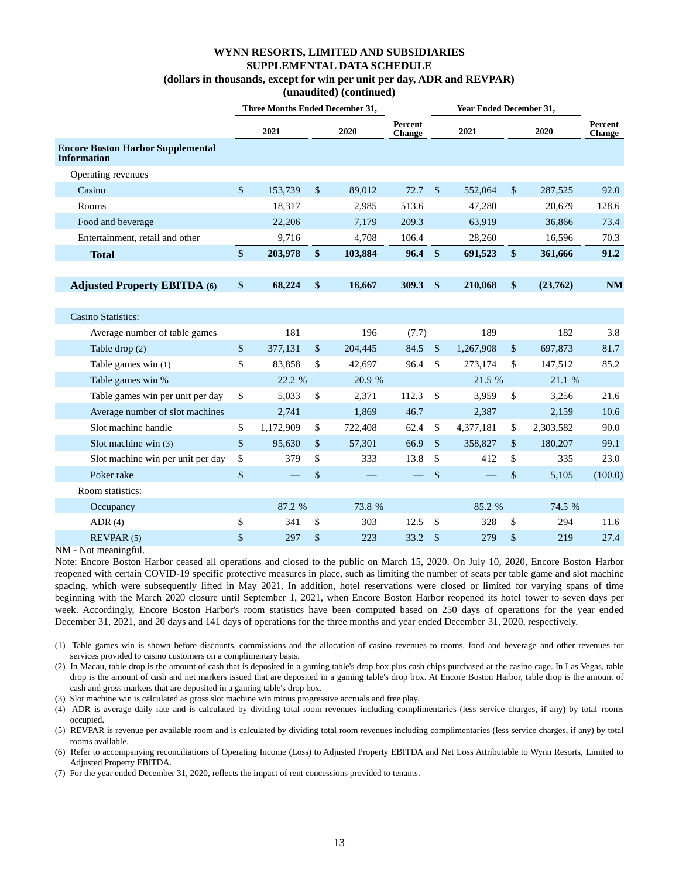# WYNN RESORTS, LIMITED AND SUBSIDIARIES
## SUPPLEMENTAL DATA SCHEDULE
### (dollars in thousands, except for win per unit per day, ADR and REVPAR)
### (unaudited) (continued)

| | Three Months Ended December 31, | | | Year Ended December 31, | | |
|---|---|---|---|---|---|---|
| | 2021 | 2020 | Percent Change | 2021 | 2020 | Percent Change |
| **Encore Boston Harbor Supplemental Information** | | | | | | |
| Operating revenues | | | | | | |
| Casino | $ 153,739 | $ 89,012 | 72.7 | $ 552,064 | $ 287,525 | 92.0 |
| Rooms | 18,317 | 2,985 | 513.6 | 47,280 | 20,679 | 128.6 |
| Food and beverage | 22,206 | 7,179 | 209.3 | 63,919 | 36,866 | 73.4 |
| Entertainment, retail and other | 9,716 | 4,708 | 106.4 | 28,260 | 16,596 | 70.3 |
| **Total** | **$ 203,978** | **$ 103,884** | **96.4** | **$ 691,523** | **$ 361,666** | **91.2** |
| | | | | | | |
| **Adjusted Property EBITDA (6)** | **$ 68,224** | **$ 16,667** | **309.3** | **$ 210,068** | **$ (23,762)** | **NM** |
| | | | | | | |
| Casino Statistics: | | | | | | |
| Average number of table games | 181 | 196 | (7.7) | 189 | 182 | 3.8 |
| Table drop (2) | $ 377,131 | $ 204,445 | 84.5 | $ 1,267,908 | $ 697,873 | 81.7 |
| Table games win (1) | $ 83,858 | $ 42,697 | 96.4 | $ 273,174 | $ 147,512 | 85.2 |
| Table games win % | 22.2 % | 20.9 % | | 21.5 % | 21.1 % | |
| Table games win per unit per day | $ 5,033 | $ 2,371 | 112.3 | $ 3,959 | $ 3,256 | 21.6 |
| Average number of slot machines | 2,741 | 1,869 | 46.7 | 2,387 | 2,159 | 10.6 |
| Slot machine handle | $ 1,172,909 | $ 722,408 | 62.4 | $ 4,377,181 | $ 2,303,582 | 90.0 |
| Slot machine win (3) | $ 95,630 | $ 57,301 | 66.9 | $ 358,827 | $ 180,207 | 99.1 |
| Slot machine win per unit per day | $ 379 | $ 333 | 13.8 | $ 412 | $ 335 | 23.0 |
| Poker rake | $ — | $ — | — | $ — | $ 5,105 | (100.0) |
| Room statistics: | | | | | | |
| Occupancy | 87.2 % | 73.8 % | | 85.2 % | 74.5 % | |
| ADR (4) | $ 341 | $ 303 | 12.5 | $ 328 | $ 294 | 11.6 |
| REVPAR (5) | $ 297 | $ 223 | 33.2 | $ 279 | $ 219 | 27.4 |

NM - Not meaningful.

Note: Encore Boston Harbor ceased all operations and closed to the public on March 15, 2020. On July 10, 2020, Encore Boston Harbor reopened with certain COVID-19 specific protective measures in place, such as limiting the number of seats per table game and slot machine spacing, which were subsequently lifted in May 2021. In addition, hotel reservations were closed or limited for varying spans of time beginning with the March 2020 closure until September 1, 2021, when Encore Boston Harbor reopened its hotel tower to seven days per week. Accordingly, Encore Boston Harbor's room statistics have been computed based on 250 days of operations for the year ended December 31, 2021, and 20 days and 141 days of operations for the three months and year ended December 31, 2020, respectively.

(1) Table games win is shown before discounts, commissions and the allocation of casino revenues to rooms, food and beverage and other revenues for services provided to casino customers on a complimentary basis.

(2) In Macau, table drop is the amount of cash that is deposited in a gaming table's drop box plus cash chips purchased at the casino cage. In Las Vegas, table drop is the amount of cash and net markers issued that are deposited in a gaming table's drop box. At Encore Boston Harbor, table drop is the amount of cash and gross markers that are deposited in a gaming table's drop box.

(3) Slot machine win is calculated as gross slot machine win minus progressive accruals and free play.

(4) ADR is average daily rate and is calculated by dividing total room revenues including complimentaries (less service charges, if any) by total rooms occupied.

(5) REVPAR is revenue per available room and is calculated by dividing total room revenues including complimentaries (less service charges, if any) by total rooms available.

(6) Refer to accompanying reconciliations of Operating Income (Loss) to Adjusted Property EBITDA and Net Loss Attributable to Wynn Resorts, Limited to Adjusted Property EBITDA.

(7) For the year ended December 31, 2020, reflects the impact of rent concessions provided to tenants.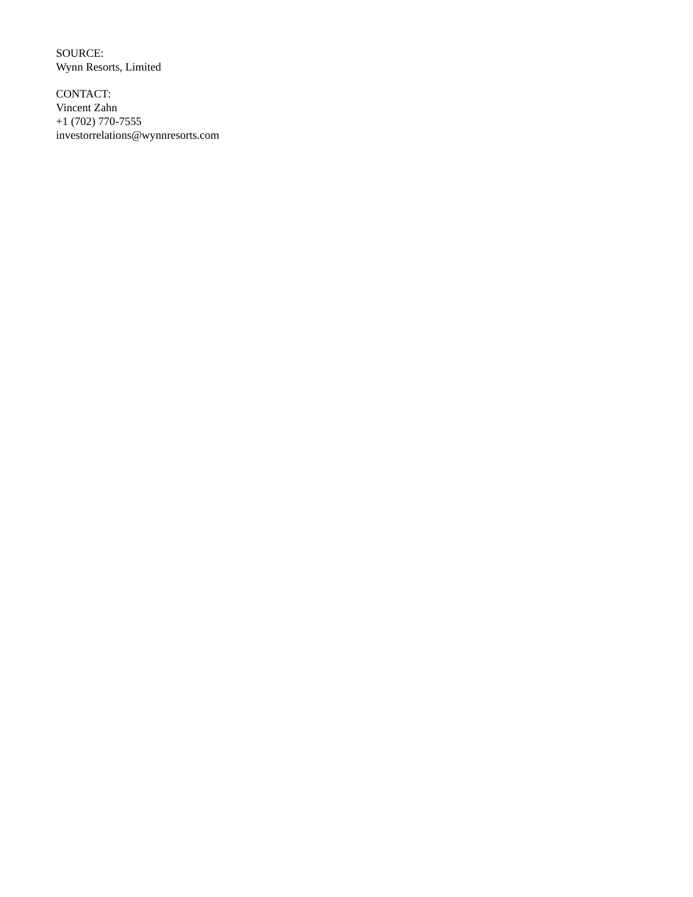SOURCE:
Wynn Resorts, Limited

CONTACT:
Vincent Zahn
+1 (702) 770-7555
investorrelations@wynnresorts.com